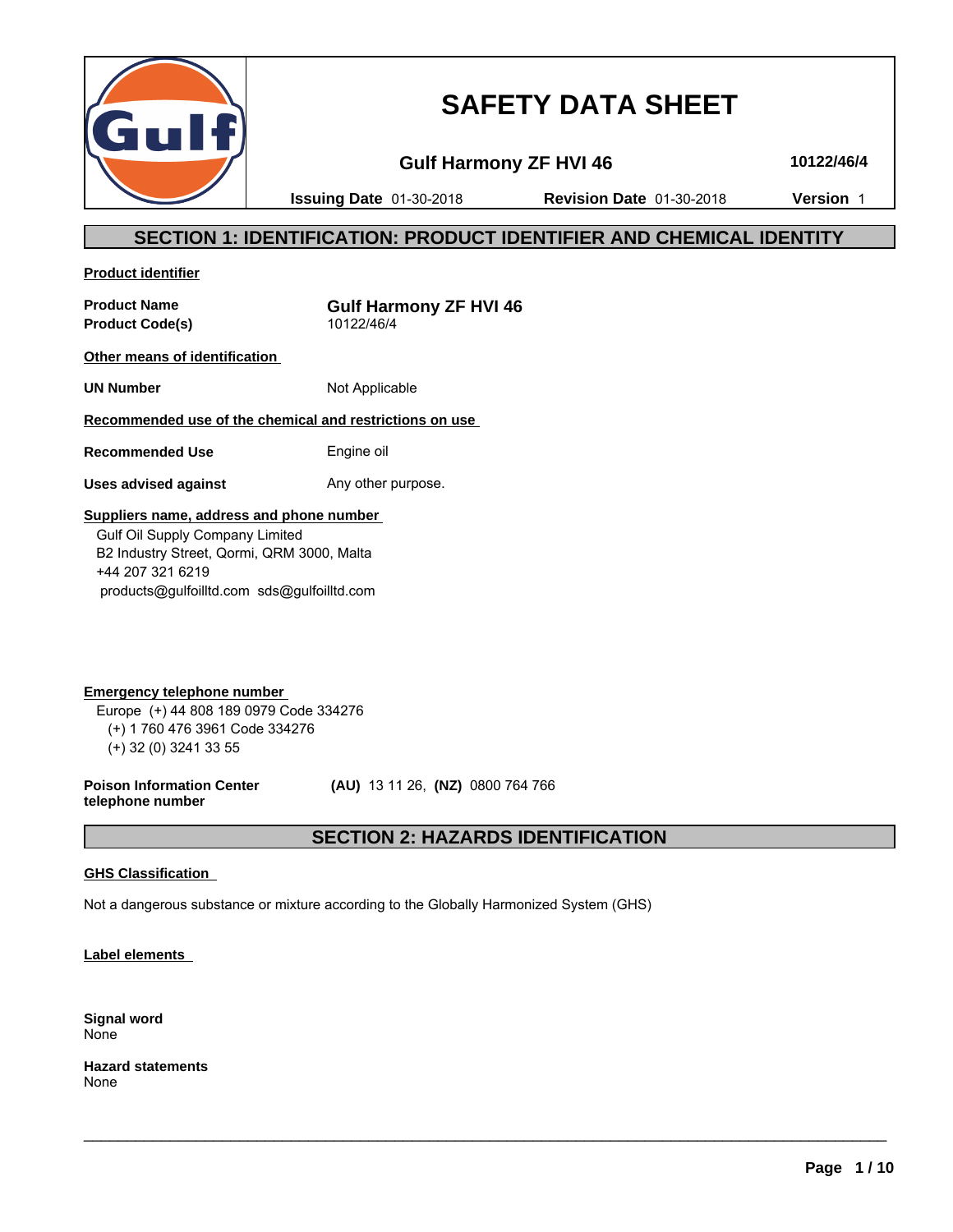# SAFETY DATA SHEET

**Gulf Harmony ZF HVI 46** **10122/46/4**

**Issuing Date** 01-30-2018 **Revision Date** 01-30-2018 **Version** 1

## SECTION 1: IDENTIFICATION: PRODUCT IDENTIFIER AND CHEMICAL IDENTITY

**Product identifier**

| | |
|---|---|
| **Product Name** | **Gulf Harmony ZF HVI 46** |
| **Product Code(s)** | 10122/46/4 |

**Other means of identification**

| | |
|---|---|
| **UN Number** | Not Applicable |

**Recommended use of the chemical and restrictions on use**

| | |
|---|---|
| **Recommended Use** | Engine oil |
| **Uses advised against** | Any other purpose. |

**Suppliers name, address and phone number**

Gulf Oil Supply Company Limited
B2 Industry Street, Qormi, QRM 3000, Malta
+44 207 321 6219
products@gulfoilltd.com sds@gulfoilltd.com

**Emergency telephone number**

Europe (+) 44 808 189 0979 Code 334276
(+) 1 760 476 3961 Code 334276
(+) 32 (0) 3241 33 55

**Poison Information Center telephone number** **(AU)** 13 11 26, **(NZ)** 0800 764 766

## SECTION 2: HAZARDS IDENTIFICATION

**GHS Classification**

Not a dangerous substance or mixture according to the Globally Harmonized System (GHS)

**Label elements**

**Signal word**
None

**Hazard statements**
None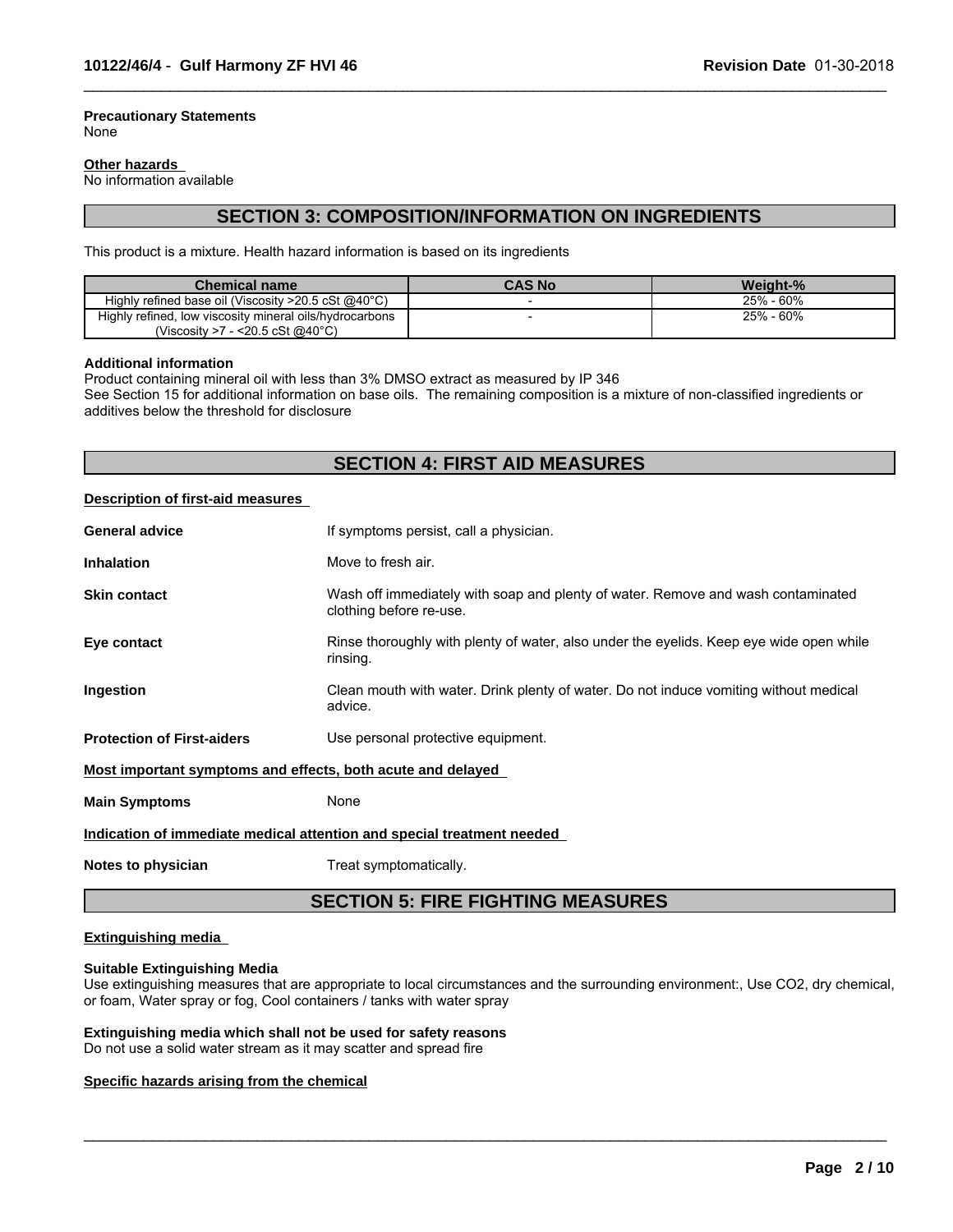**Precautionary Statements**
None

**Other hazards**
No information available

## SECTION 3: COMPOSITION/INFORMATION ON INGREDIENTS

This product is a mixture. Health hazard information is based on its ingredients

| Chemical name | CAS No | Weight-% |
|---|---|---|
| Highly refined base oil (Viscosity >20.5 cSt @40°C) | - | 25% - 60% |
| Highly refined, low viscosity mineral oils/hydrocarbons (Viscosity >7 - <20.5 cSt @40°C) | - | 25% - 60% |

**Additional information**
Product containing mineral oil with less than 3% DMSO extract as measured by IP 346
See Section 15 for additional information on base oils. The remaining composition is a mixture of non-classified ingredients or additives below the threshold for disclosure

## SECTION 4: FIRST AID MEASURES

**Description of first-aid measures**

**General advice** If symptoms persist, call a physician.

**Inhalation** Move to fresh air.

**Skin contact** Wash off immediately with soap and plenty of water. Remove and wash contaminated clothing before re-use.

**Eye contact** Rinse thoroughly with plenty of water, also under the eyelids. Keep eye wide open while rinsing.

**Ingestion** Clean mouth with water. Drink plenty of water. Do not induce vomiting without medical advice.

**Protection of First-aiders** Use personal protective equipment.

**Most important symptoms and effects, both acute and delayed**

**Main Symptoms** None

**Indication of immediate medical attention and special treatment needed**

**Notes to physician** Treat symptomatically.

## SECTION 5: FIRE FIGHTING MEASURES

**Extinguishing media**

**Suitable Extinguishing Media**
Use extinguishing measures that are appropriate to local circumstances and the surrounding environment:, Use $CO_2$, dry chemical, or foam, Water spray or fog, Cool containers / tanks with water spray

**Extinguishing media which shall not be used for safety reasons**
Do not use a solid water stream as it may scatter and spread fire

**Specific hazards arising from the chemical**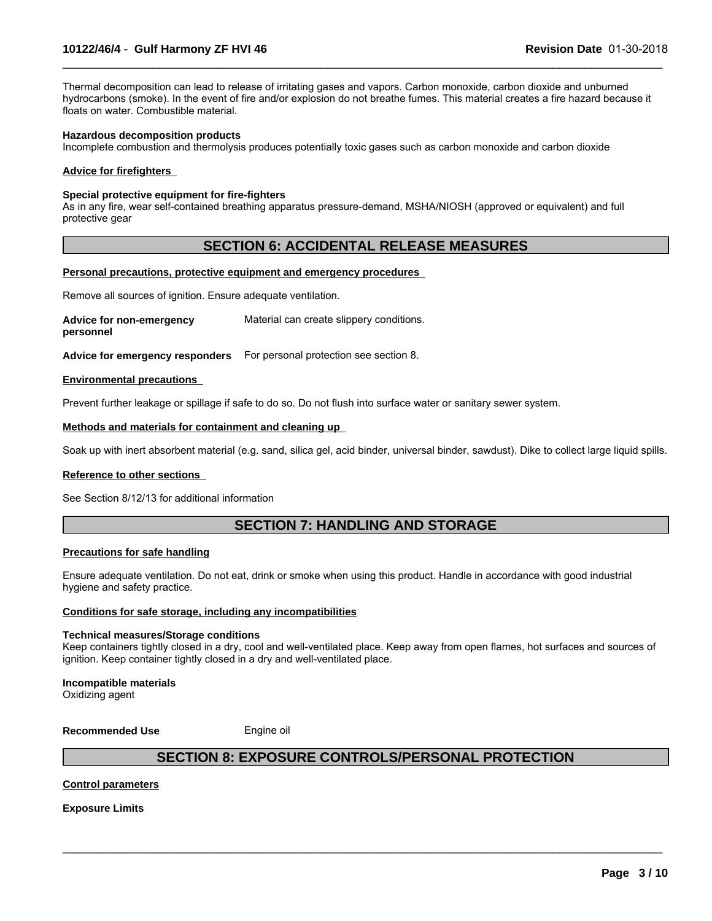Thermal decomposition can lead to release of irritating gases and vapors. Carbon monoxide, carbon dioxide and unburned hydrocarbons (smoke). In the event of fire and/or explosion do not breathe fumes. This material creates a fire hazard because it floats on water. Combustible material.

**Hazardous decomposition products**
Incomplete combustion and thermolysis produces potentially toxic gases such as carbon monoxide and carbon dioxide

**Advice for firefighters**

**Special protective equipment for fire-fighters**
As in any fire, wear self-contained breathing apparatus pressure-demand, MSHA/NIOSH (approved or equivalent) and full protective gear

## SECTION 6: ACCIDENTAL RELEASE MEASURES

**Personal precautions, protective equipment and emergency procedures**

Remove all sources of ignition. Ensure adequate ventilation.

**Advice for non-emergency personnel** Material can create slippery conditions.

**Advice for emergency responders** For personal protection see section 8.

**Environmental precautions**

Prevent further leakage or spillage if safe to do so. Do not flush into surface water or sanitary sewer system.

**Methods and materials for containment and cleaning up**

Soak up with inert absorbent material (e.g. sand, silica gel, acid binder, universal binder, sawdust). Dike to collect large liquid spills.

**Reference to other sections**

See Section 8/12/13 for additional information

## SECTION 7: HANDLING AND STORAGE

**Precautions for safe handling**

Ensure adequate ventilation. Do not eat, drink or smoke when using this product. Handle in accordance with good industrial hygiene and safety practice.

**Conditions for safe storage, including any incompatibilities**

**Technical measures/Storage conditions**
Keep containers tightly closed in a dry, cool and well-ventilated place. Keep away from open flames, hot surfaces and sources of ignition. Keep container tightly closed in a dry and well-ventilated place.

**Incompatible materials**
Oxidizing agent

**Recommended Use** Engine oil

## SECTION 8: EXPOSURE CONTROLS/PERSONAL PROTECTION

**Control parameters**

**Exposure Limits**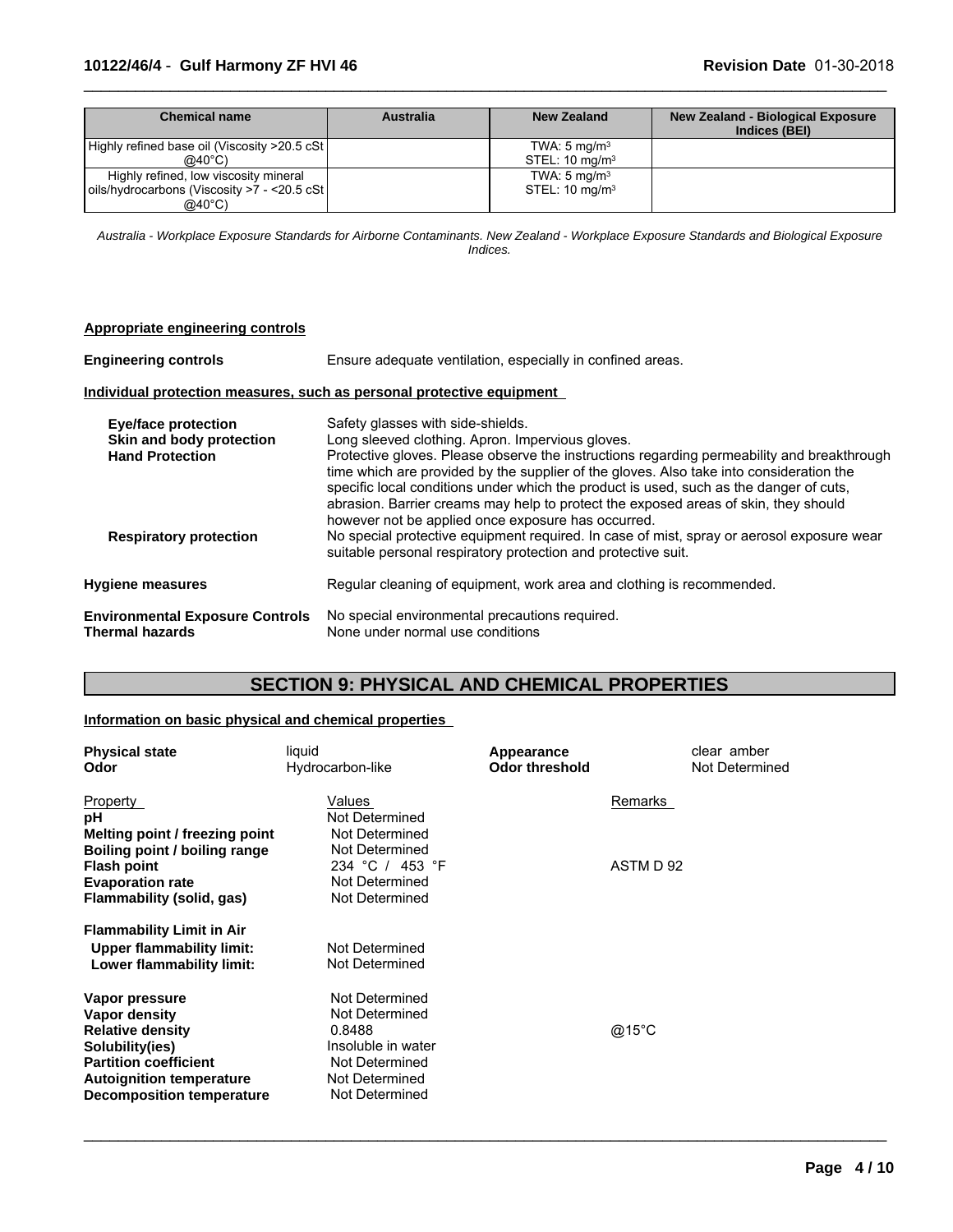| Chemical name | Australia | New Zealand | New Zealand - Biological Exposure Indices (BEI) |
| --- | --- | --- | --- |
| Highly refined base oil (Viscosity >20.5 cSt @40°C) | | TWA: 5 mg/m³<br>STEL: 10 mg/m³ | |
| Highly refined, low viscosity mineral oils/hydrocarbons (Viscosity >7 - <20.5 cSt @40°C) | | TWA: 5 mg/m³<br>STEL: 10 mg/m³ | |

*Australia - Workplace Exposure Standards for Airborne Contaminants. New Zealand - Workplace Exposure Standards and Biological Exposure Indices.*

**Appropriate engineering controls**

**Engineering controls** Ensure adequate ventilation, especially in confined areas.

**Individual protection measures, such as personal protective equipment**

**Eye/face protection** Safety glasses with side-shields.

**Skin and body protection** Long sleeved clothing. Apron. Impervious gloves.

**Hand Protection** Protective gloves. Please observe the instructions regarding permeability and breakthrough time which are provided by the supplier of the gloves. Also take into consideration the specific local conditions under which the product is used, such as the danger of cuts, abrasion. Barrier creams may help to protect the exposed areas of skin, they should however not be applied once exposure has occurred.

**Respiratory protection** No special protective equipment required. In case of mist, spray or aerosol exposure wear suitable personal respiratory protection and protective suit.

**Hygiene measures** Regular cleaning of equipment, work area and clothing is recommended.

**Environmental Exposure Controls** No special environmental precautions required.

**Thermal hazards** None under normal use conditions

# SECTION 9: PHYSICAL AND CHEMICAL PROPERTIES

**Information on basic physical and chemical properties**

| | | | |
| --- | --- | --- | --- |
| **Physical state** | liquid | **Appearance** | clear amber |
| **Odor** | Hydrocarbon-like | **Odor threshold** | Not Determined |

| Property | Values | Remarks |
| --- | --- | --- |
| **pH** | Not Determined | |
| **Melting point / freezing point** | Not Determined | |
| **Boiling point / boiling range** | Not Determined | |
| **Flash point** | 234 °C / 453 °F | ASTM D 92 |
| **Evaporation rate** | Not Determined | |
| **Flammability (solid, gas)** | Not Determined | |
| **Flammability Limit in Air** | | |
| **Upper flammability limit:** | Not Determined | |
| **Lower flammability limit:** | Not Determined | |
| **Vapor pressure** | Not Determined | |
| **Vapor density** | Not Determined | |
| **Relative density** | 0.8488 | @15°C |
| **Solubility(ies)** | Insoluble in water | |
| **Partition coefficient** | Not Determined | |
| **Autoignition temperature** | Not Determined | |
| **Decomposition temperature** | Not Determined | |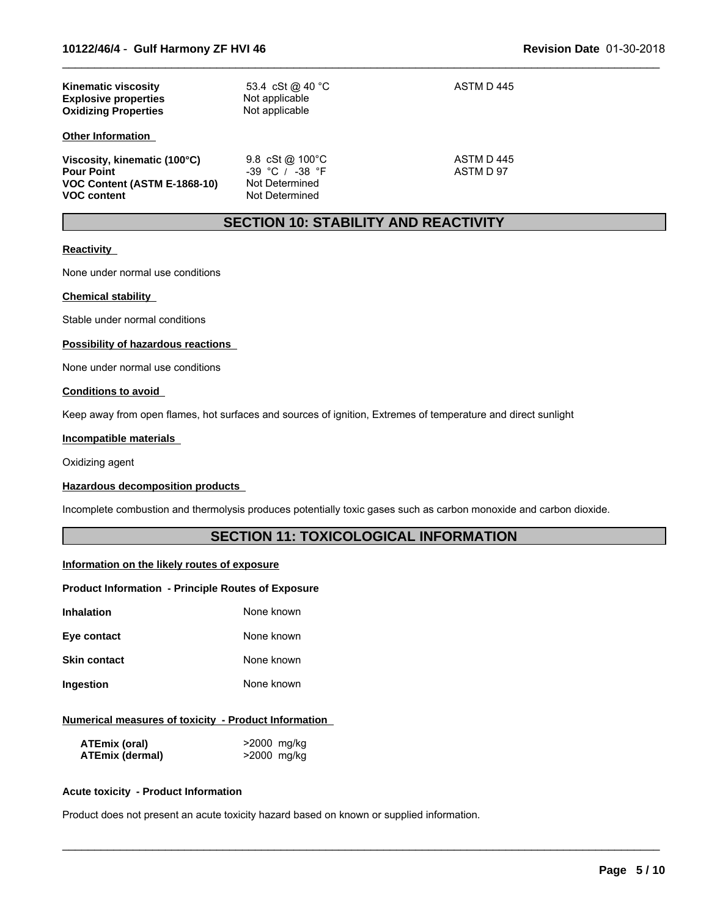| | | |
|---|---|---|
| **Kinematic viscosity** | 53.4 cSt @ 40 °C | ASTM D 445 |
| **Explosive properties** | Not applicable | |
| **Oxidizing Properties** | Not applicable | |

**Other Information**

| | | |
|---|---|---|
| **Viscosity, kinematic (100°C)** | 9.8 cSt @ 100°C | ASTM D 445 |
| **Pour Point** | -39 °C / -38 °F | ASTM D 97 |
| **VOC Content (ASTM E-1868-10)** | Not Determined | |
| **VOC content** | Not Determined | |

## SECTION 10: STABILITY AND REACTIVITY

**Reactivity**

None under normal use conditions

**Chemical stability**

Stable under normal conditions

**Possibility of hazardous reactions**

None under normal use conditions

**Conditions to avoid**

Keep away from open flames, hot surfaces and sources of ignition, Extremes of temperature and direct sunlight

**Incompatible materials**

Oxidizing agent

**Hazardous decomposition products**

Incomplete combustion and thermolysis produces potentially toxic gases such as carbon monoxide and carbon dioxide.

## SECTION 11: TOXICOLOGICAL INFORMATION

**Information on the likely routes of exposure**

**Product Information - Principle Routes of Exposure**

| | |
|---|---|
| **Inhalation** | None known |
| **Eye contact** | None known |
| **Skin contact** | None known |
| **Ingestion** | None known |

**Numerical measures of toxicity - Product Information**

| | |
|---|---|
| **ATEmix (oral)** | >2000 mg/kg |
| **ATEmix (dermal)** | >2000 mg/kg |

**Acute toxicity - Product Information**

Product does not present an acute toxicity hazard based on known or supplied information.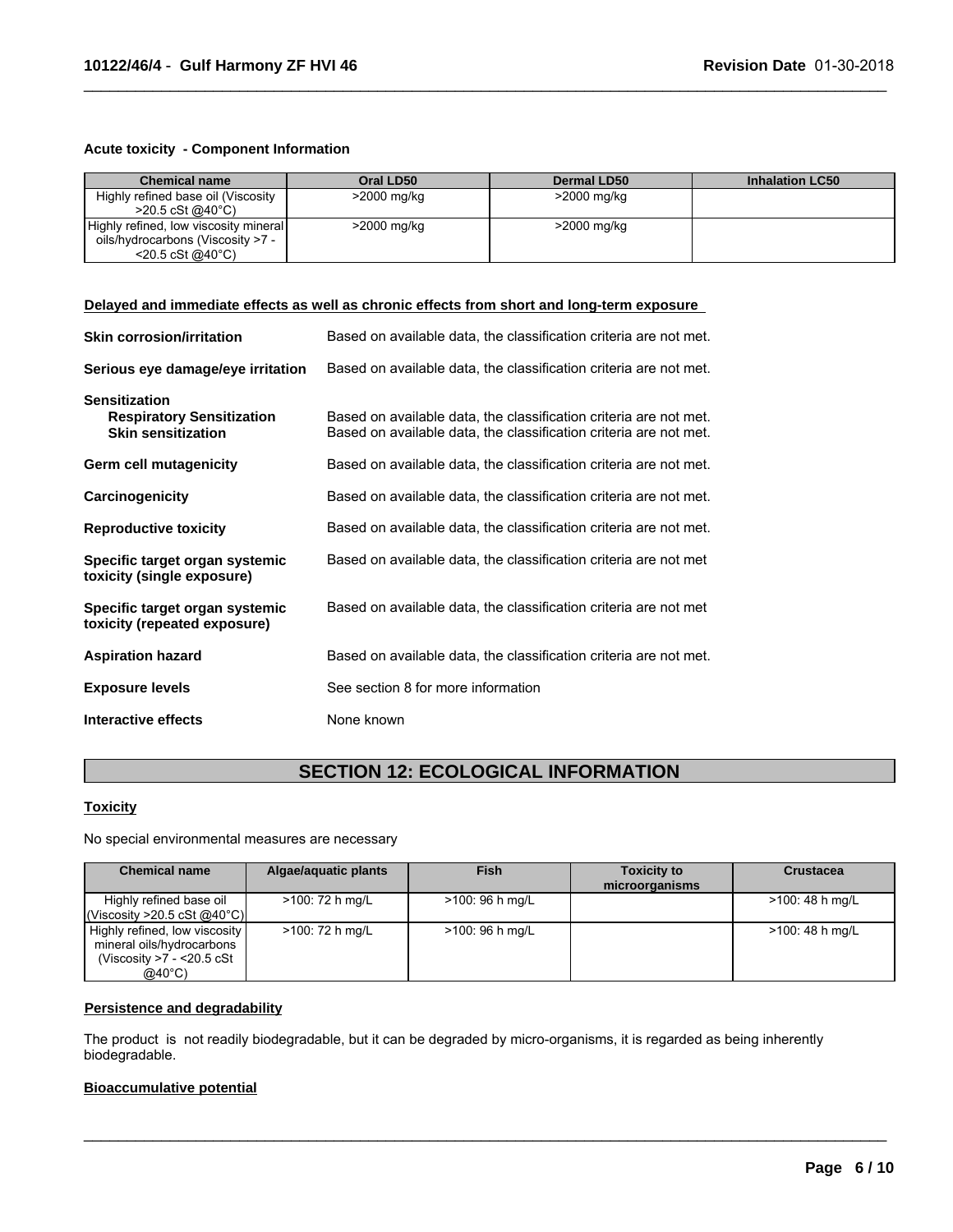**Acute toxicity - Component Information**

| Chemical name | Oral LD50 | Dermal LD50 | Inhalation LC50 |
|---|---|---|---|
| Highly refined base oil (Viscosity >20.5 cSt @40°C) | >2000 mg/kg | >2000 mg/kg | |
| Highly refined, low viscosity mineral oils/hydrocarbons (Viscosity >7 - <20.5 cSt @40°C) | >2000 mg/kg | >2000 mg/kg | |

**Delayed and immediate effects as well as chronic effects from short and long-term exposure**

**Skin corrosion/irritation** Based on available data, the classification criteria are not met.

**Serious eye damage/eye irritation** Based on available data, the classification criteria are not met.

**Sensitization**
**Respiratory Sensitization** Based on available data, the classification criteria are not met.
**Skin sensitization** Based on available data, the classification criteria are not met.

**Germ cell mutagenicity** Based on available data, the classification criteria are not met.

**Carcinogenicity** Based on available data, the classification criteria are not met.

**Reproductive toxicity** Based on available data, the classification criteria are not met.

**Specific target organ systemic toxicity (single exposure)** Based on available data, the classification criteria are not met

**Specific target organ systemic toxicity (repeated exposure)** Based on available data, the classification criteria are not met

**Aspiration hazard** Based on available data, the classification criteria are not met.

**Exposure levels** See section 8 for more information

**Interactive effects** None known

## SECTION 12: ECOLOGICAL INFORMATION

**Toxicity**

No special environmental measures are necessary

| Chemical name | Algae/aquatic plants | Fish | Toxicity to microorganisms | Crustacea |
|---|---|---|---|---|
| Highly refined base oil (Viscosity >20.5 cSt @40°C) | >100: 72 h mg/L | >100: 96 h mg/L | | >100: 48 h mg/L |
| Highly refined, low viscosity mineral oils/hydrocarbons (Viscosity >7 - <20.5 cSt @40°C) | >100: 72 h mg/L | >100: 96 h mg/L | | >100: 48 h mg/L |

**Persistence and degradability**

The product is not readily biodegradable, but it can be degraded by micro-organisms, it is regarded as being inherently biodegradable.

**Bioaccumulative potential**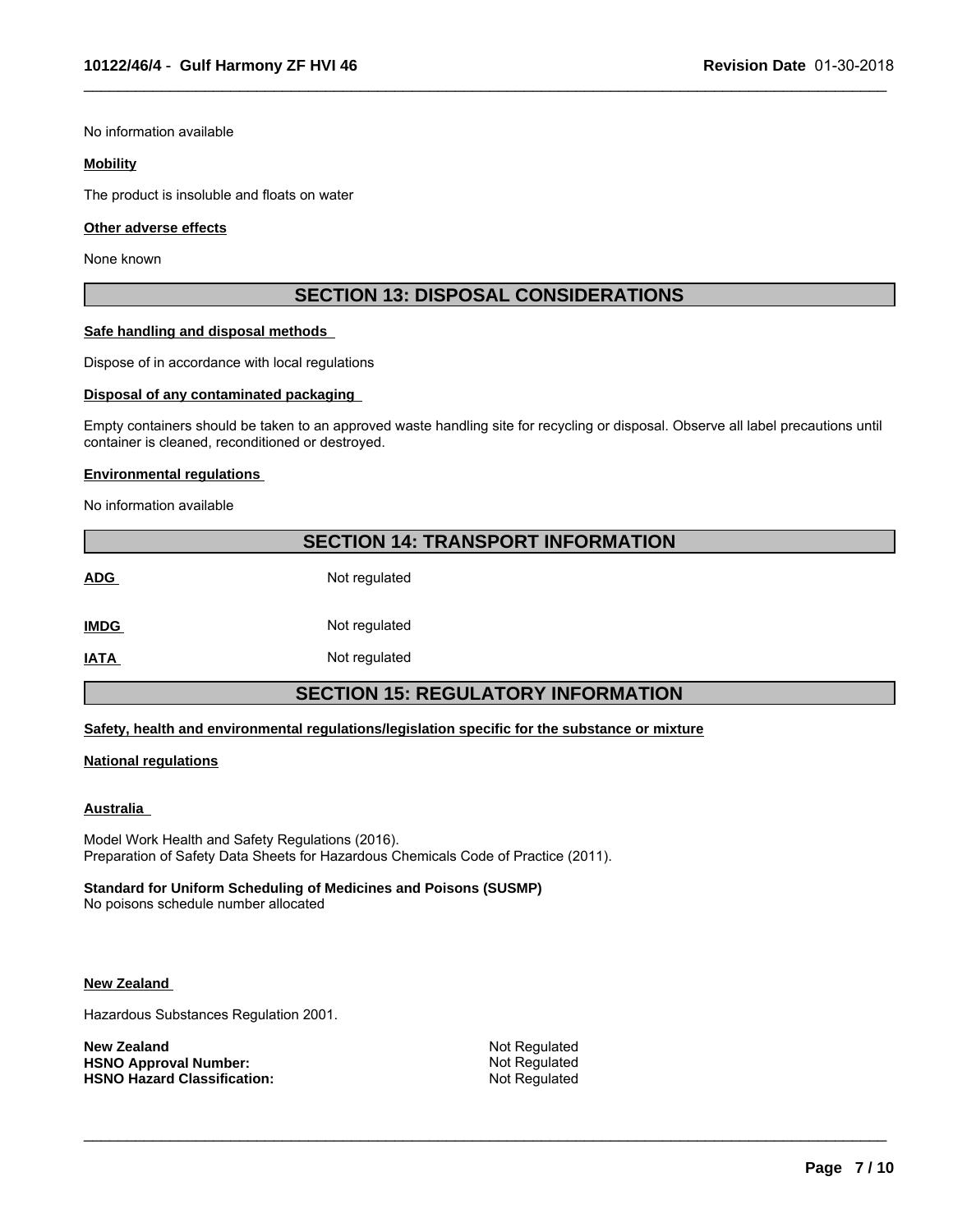No information available

**Mobility**

The product is insoluble and floats on water

**Other adverse effects**

None known

## SECTION 13: DISPOSAL CONSIDERATIONS

**Safe handling and disposal methods**

Dispose of in accordance with local regulations

**Disposal of any contaminated packaging**

Empty containers should be taken to an approved waste handling site for recycling or disposal. Observe all label precautions until container is cleaned, reconditioned or destroyed.

**Environmental regulations**

No information available

## SECTION 14: TRANSPORT INFORMATION

| | |
|---|---|
| **ADG** | Not regulated |
| **IMDG** | Not regulated |
| **IATA** | Not regulated |

## SECTION 15: REGULATORY INFORMATION

**Safety, health and environmental regulations/legislation specific for the substance or mixture**

**National regulations**

**Australia**

Model Work Health and Safety Regulations (2016).
Preparation of Safety Data Sheets for Hazardous Chemicals Code of Practice (2011).

**Standard for Uniform Scheduling of Medicines and Poisons (SUSMP)**
No poisons schedule number allocated

**New Zealand**

Hazardous Substances Regulation 2001.

| | |
|---|---|
| **New Zealand** | Not Regulated |
| **HSNO Approval Number:** | Not Regulated |
| **HSNO Hazard Classification:** | Not Regulated |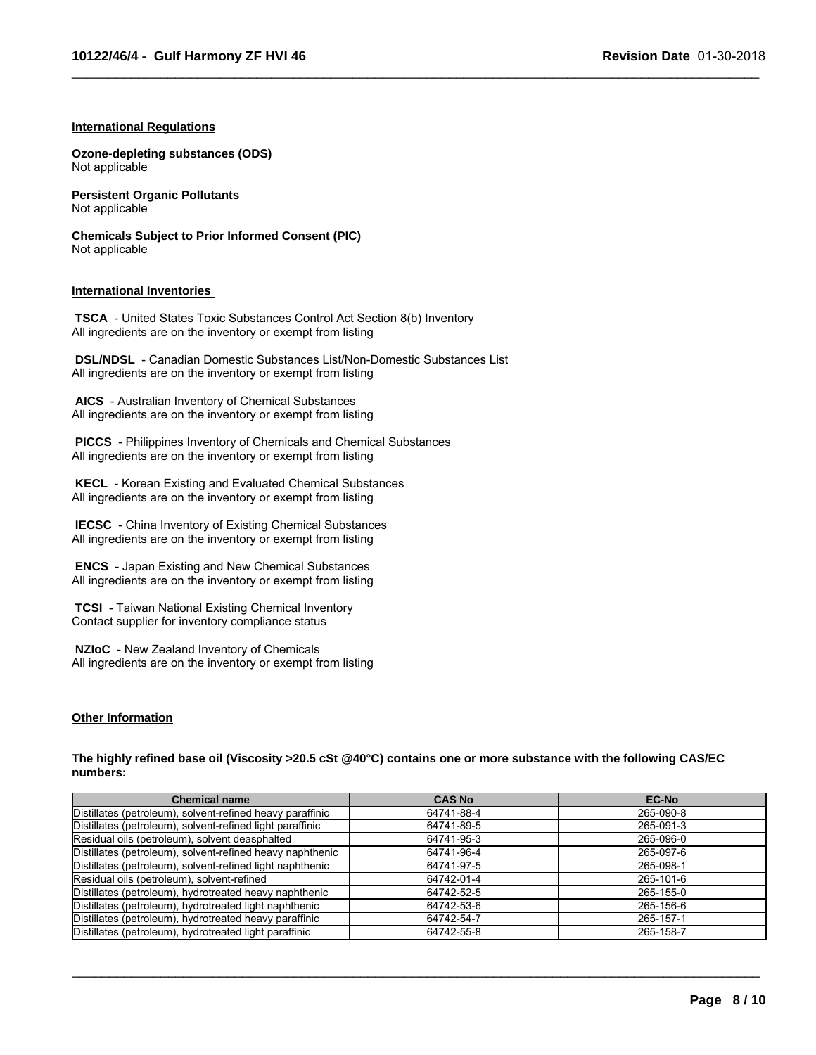## International Regulations

**Ozone-depleting substances (ODS)**
Not applicable

**Persistent Organic Pollutants**
Not applicable

**Chemicals Subject to Prior Informed Consent (PIC)**
Not applicable

## International Inventories

**TSCA** - United States Toxic Substances Control Act Section 8(b) Inventory
All ingredients are on the inventory or exempt from listing

**DSL/NDSL** - Canadian Domestic Substances List/Non-Domestic Substances List
All ingredients are on the inventory or exempt from listing

**AICS** - Australian Inventory of Chemical Substances
All ingredients are on the inventory or exempt from listing

**PICCS** - Philippines Inventory of Chemicals and Chemical Substances
All ingredients are on the inventory or exempt from listing

**KECL** - Korean Existing and Evaluated Chemical Substances
All ingredients are on the inventory or exempt from listing

**IECSC** - China Inventory of Existing Chemical Substances
All ingredients are on the inventory or exempt from listing

**ENCS** - Japan Existing and New Chemical Substances
All ingredients are on the inventory or exempt from listing

**TCSI** - Taiwan National Existing Chemical Inventory
Contact supplier for inventory compliance status

**NZIoC** - New Zealand Inventory of Chemicals
All ingredients are on the inventory or exempt from listing

## Other Information

**The highly refined base oil (Viscosity >20.5 cSt @40°C) contains one or more substance with the following CAS/EC numbers:**

| Chemical name | CAS No | EC-No |
|---|---|---|
| Distillates (petroleum), solvent-refined heavy paraffinic | 64741-88-4 | 265-090-8 |
| Distillates (petroleum), solvent-refined light paraffinic | 64741-89-5 | 265-091-3 |
| Residual oils (petroleum), solvent deasphalted | 64741-95-3 | 265-096-0 |
| Distillates (petroleum), solvent-refined heavy naphthenic | 64741-96-4 | 265-097-6 |
| Distillates (petroleum), solvent-refined light naphthenic | 64741-97-5 | 265-098-1 |
| Residual oils (petroleum), solvent-refined | 64742-01-4 | 265-101-6 |
| Distillates (petroleum), hydrotreated heavy naphthenic | 64742-52-5 | 265-155-0 |
| Distillates (petroleum), hydrotreated light naphthenic | 64742-53-6 | 265-156-6 |
| Distillates (petroleum), hydrotreated heavy paraffinic | 64742-54-7 | 265-157-1 |
| Distillates (petroleum), hydrotreated light paraffinic | 64742-55-8 | 265-158-7 |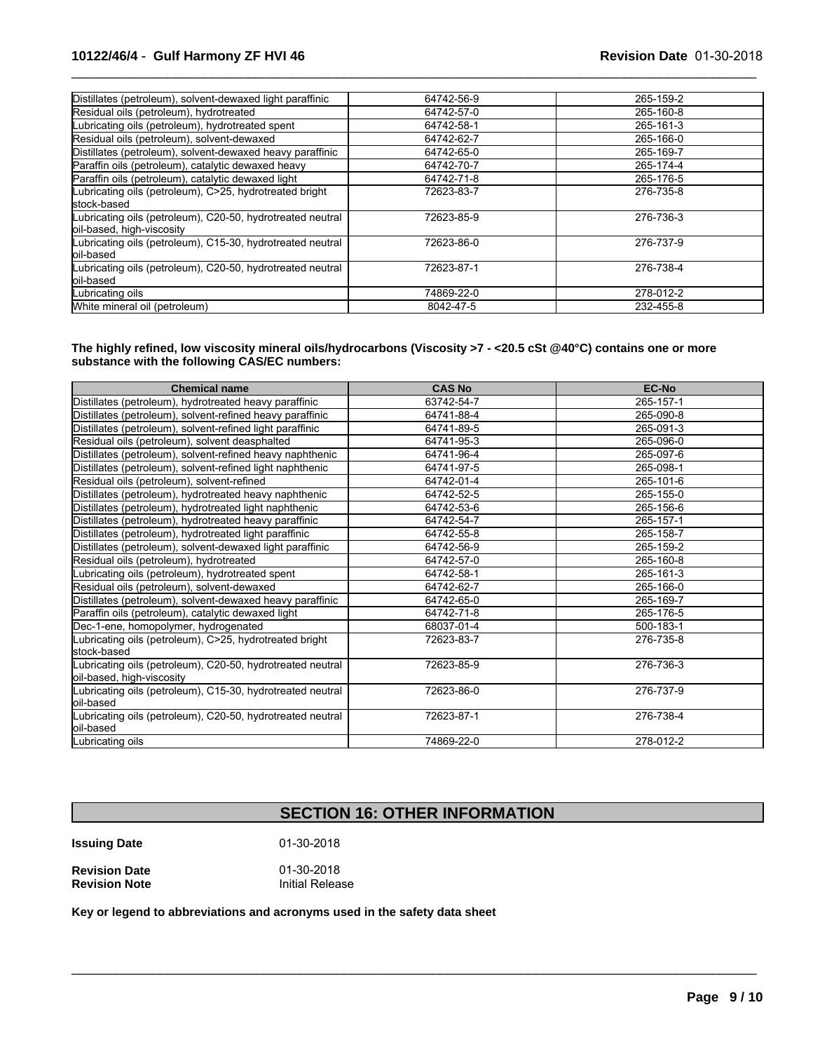| | | |
|---|---|---|
| Distillates (petroleum), solvent-dewaxed light paraffinic | 64742-56-9 | 265-159-2 |
| Residual oils (petroleum), hydrotreated | 64742-57-0 | 265-160-8 |
| Lubricating oils (petroleum), hydrotreated spent | 64742-58-1 | 265-161-3 |
| Residual oils (petroleum), solvent-dewaxed | 64742-62-7 | 265-166-0 |
| Distillates (petroleum), solvent-dewaxed heavy paraffinic | 64742-65-0 | 265-169-7 |
| Paraffin oils (petroleum), catalytic dewaxed heavy | 64742-70-7 | 265-174-4 |
| Paraffin oils (petroleum), catalytic dewaxed light | 64742-71-8 | 265-176-5 |
| Lubricating oils (petroleum), C>25, hydrotreated bright stock-based | 72623-83-7 | 276-735-8 |
| Lubricating oils (petroleum), C20-50, hydrotreated neutral oil-based, high-viscosity | 72623-85-9 | 276-736-3 |
| Lubricating oils (petroleum), C15-30, hydrotreated neutral oil-based | 72623-86-0 | 276-737-9 |
| Lubricating oils (petroleum), C20-50, hydrotreated neutral oil-based | 72623-87-1 | 276-738-4 |
| Lubricating oils | 74869-22-0 | 278-012-2 |
| White mineral oil (petroleum) | 8042-47-5 | 232-455-8 |

**The highly refined, low viscosity mineral oils/hydrocarbons (Viscosity >7 - <20.5 cSt @40°C) contains one or more substance with the following CAS/EC numbers:**

| Chemical name | CAS No | EC-No |
|---|---|---|
| Distillates (petroleum), hydrotreated heavy paraffinic | 63742-54-7 | 265-157-1 |
| Distillates (petroleum), solvent-refined heavy paraffinic | 64741-88-4 | 265-090-8 |
| Distillates (petroleum), solvent-refined light paraffinic | 64741-89-5 | 265-091-3 |
| Residual oils (petroleum), solvent deasphalted | 64741-95-3 | 265-096-0 |
| Distillates (petroleum), solvent-refined heavy naphthenic | 64741-96-4 | 265-097-6 |
| Distillates (petroleum), solvent-refined light naphthenic | 64741-97-5 | 265-098-1 |
| Residual oils (petroleum), solvent-refined | 64742-01-4 | 265-101-6 |
| Distillates (petroleum), hydrotreated heavy naphthenic | 64742-52-5 | 265-155-0 |
| Distillates (petroleum), hydrotreated light naphthenic | 64742-53-6 | 265-156-6 |
| Distillates (petroleum), hydrotreated heavy paraffinic | 64742-54-7 | 265-157-1 |
| Distillates (petroleum), hydrotreated light paraffinic | 64742-55-8 | 265-158-7 |
| Distillates (petroleum), solvent-dewaxed light paraffinic | 64742-56-9 | 265-159-2 |
| Residual oils (petroleum), hydrotreated | 64742-57-0 | 265-160-8 |
| Lubricating oils (petroleum), hydrotreated spent | 64742-58-1 | 265-161-3 |
| Residual oils (petroleum), solvent-dewaxed | 64742-62-7 | 265-166-0 |
| Distillates (petroleum), solvent-dewaxed heavy paraffinic | 64742-65-0 | 265-169-7 |
| Paraffin oils (petroleum), catalytic dewaxed light | 64742-71-8 | 265-176-5 |
| Dec-1-ene, homopolymer, hydrogenated | 68037-01-4 | 500-183-1 |
| Lubricating oils (petroleum), C>25, hydrotreated bright stock-based | 72623-83-7 | 276-735-8 |
| Lubricating oils (petroleum), C20-50, hydrotreated neutral oil-based, high-viscosity | 72623-85-9 | 276-736-3 |
| Lubricating oils (petroleum), C15-30, hydrotreated neutral oil-based | 72623-86-0 | 276-737-9 |
| Lubricating oils (petroleum), C20-50, hydrotreated neutral oil-based | 72623-87-1 | 276-738-4 |
| Lubricating oils | 74869-22-0 | 278-012-2 |

## SECTION 16: OTHER INFORMATION

**Issuing Date** 01-30-2018

**Revision Date** 01-30-2018
**Revision Note** Initial Release

**Key or legend to abbreviations and acronyms used in the safety data sheet**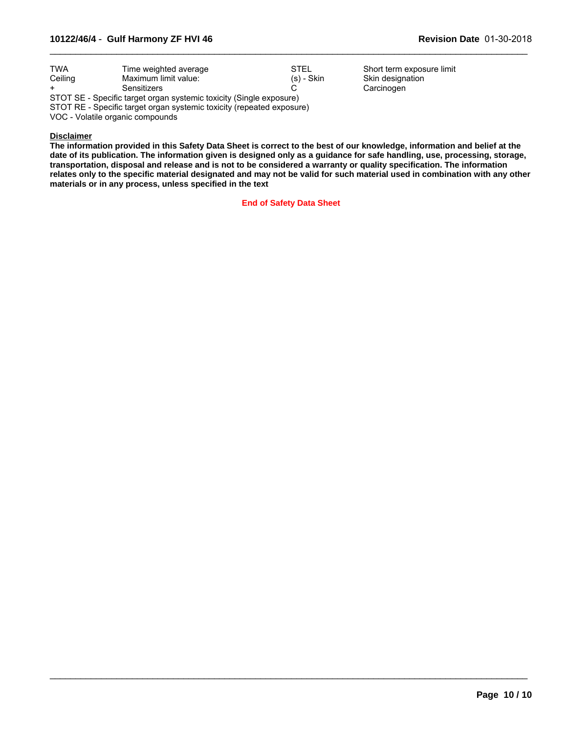| | | | |
|---|---|---|---|
| TWA | Time weighted average | STEL | Short term exposure limit |
| Ceiling | Maximum limit value: | (s) - Skin | Skin designation |
| + | Sensitizers | C | Carcinogen |

STOT SE - Specific target organ systemic toxicity (Single exposure)
STOT RE - Specific target organ systemic toxicity (repeated exposure)
VOC - Volatile organic compounds

**Disclaimer**

**The information provided in this Safety Data Sheet is correct to the best of our knowledge, information and belief at the date of its publication. The information given is designed only as a guidance for safe handling, use, processing, storage, transportation, disposal and release and is not to be considered a warranty or quality specification. The information relates only to the specific material designated and may not be valid for such material used in combination with any other materials or in any process, unless specified in the text**

**End of Safety Data Sheet**